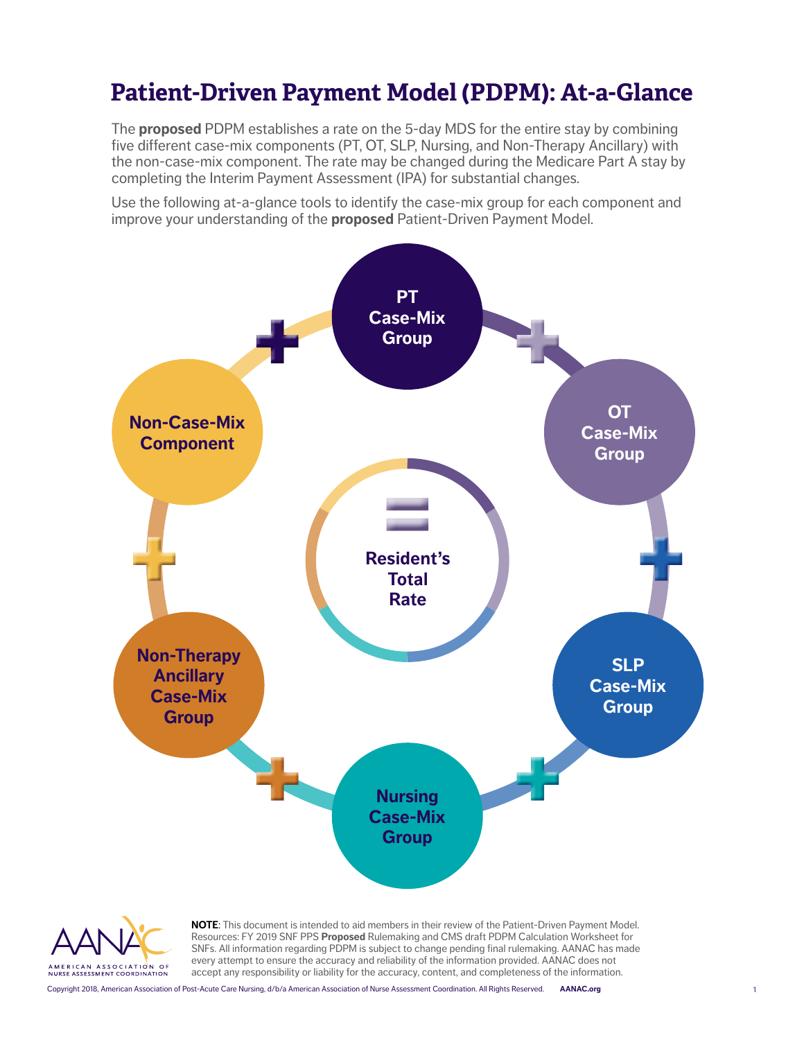# Patient-Driven Payment Model (PDPM): At-a-Glance

The **proposed** PDPM establishes a rate on the 5-day MDS for the entire stay by combining five different case-mix components (PT, OT, SLP, Nursing, and Non-Therapy Ancillary) with the non-case-mix component. The rate may be changed during the Medicare Part A stay by completing the Interim Payment Assessment (IPA) for substantial changes.

Use the following at-a-glance tools to identify the case-mix group for each component and improve your understanding of the **proposed** Patient-Driven Payment Model.

PT Case-Mix Group + OT Case-Mix Group + SLP Case-Mix Group + Nursing Case-Mix Group + Non-Therapy Ancillary Case-Mix Group + Non-Case-Mix Component = Resident's Total Rate

**NOTE**: This document is intended to aid members in their review of the Patient-Driven Payment Model. Resources: FY 2019 SNF PPS **Proposed** Rulemaking and CMS draft PDPM Calculation Worksheet for SNFs. All information regarding PDPM is subject to change pending final rulemaking. AANAC has made every attempt to ensure the accuracy and reliability of the information provided. AANAC does not accept any responsibility or liability for the accuracy, content, and completeness of the information.

Copyright 2018, American Association of Post-Acute Care Nursing, d/b/a American Association of Nurse Assessment Coordination. All Rights Reserved. **AANAC.org**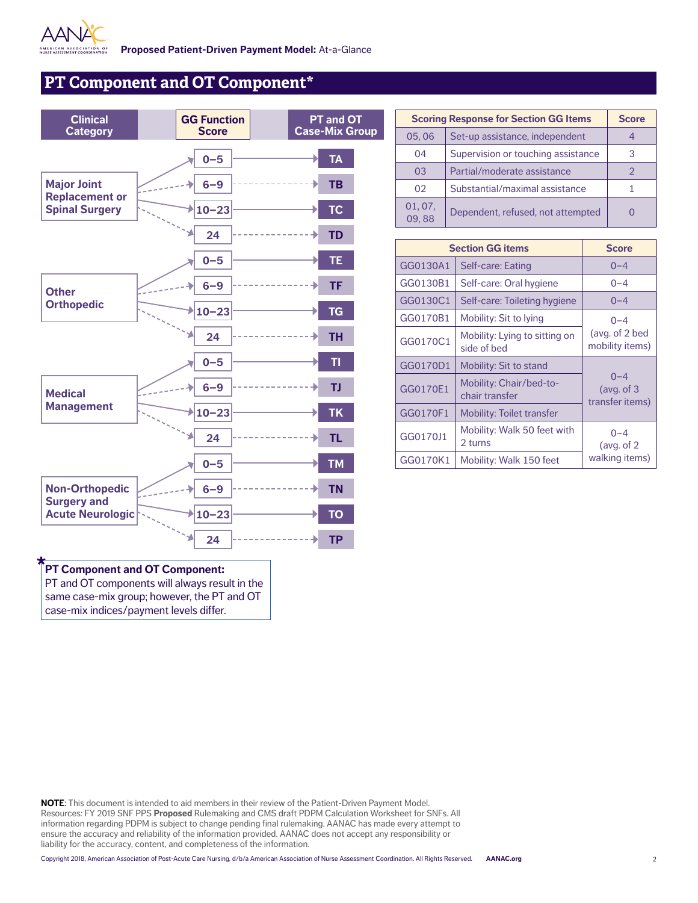## PT Component and OT Component*

| Clinical Category | GG Function Score | PT and OT Case-Mix Group |
|---|---|---|
| Major Joint Replacement or Spinal Surgery | 0–5 | TA |
| | 6–9 | TB |
| | 10–23 | TC |
| | 24 | TD |
| Other Orthopedic | 0–5 | TE |
| | 6–9 | TF |
| | 10–23 | TG |
| | 24 | TH |
| Medical Management | 0–5 | TI |
| | 6–9 | TJ |
| | 10–23 | TK |
| | 24 | TL |
| Non-Orthopedic Surgery and Acute Neurologic | 0–5 | TM |
| | 6–9 | TN |
| | 10–23 | TO |
| | 24 | TP |

***PT Component and OT Component:**
PT and OT components will always result in the same case-mix group; however, the PT and OT case-mix indices/payment levels differ.

| Scoring Response for Section GG Items | | Score |
|---|---|---|
| 05, 06 | Set-up assistance, independent | 4 |
| 04 | Supervision or touching assistance | 3 |
| 03 | Partial/moderate assistance | 2 |
| 02 | Substantial/maximal assistance | 1 |
| 01, 07, 09, 88 | Dependent, refused, not attempted | 0 |

| Section GG items | | Score |
|---|---|---|
| GG0130A1 | Self-care: Eating | 0–4 |
| GG0130B1 | Self-care: Oral hygiene | 0–4 |
| GG0130C1 | Self-care: Toileting hygiene | 0–4 |
| GG0170B1 | Mobility: Sit to lying | 0–4 (avg. of 2 bed mobility items) |
| GG0170C1 | Mobility: Lying to sitting on side of bed | |
| GG0170D1 | Mobility: Sit to stand | 0–4 (avg. of 3 transfer items) |
| GG0170E1 | Mobility: Chair/bed-to-chair transfer | |
| GG0170F1 | Mobility: Toilet transfer | |
| GG0170J1 | Mobility: Walk 50 feet with 2 turns | 0–4 (avg. of 2 walking items) |
| GG0170K1 | Mobility: Walk 150 feet | |

**NOTE**: This document is intended to aid members in their review of the Patient-Driven Payment Model. Resources: FY 2019 SNF PPS **Proposed** Rulemaking and CMS draft PDPM Calculation Worksheet for SNFs. All information regarding PDPM is subject to change pending final rulemaking. AANAC has made every attempt to ensure the accuracy and reliability of the information provided. AANAC does not accept any responsibility or liability for the accuracy, content, and completeness of the information.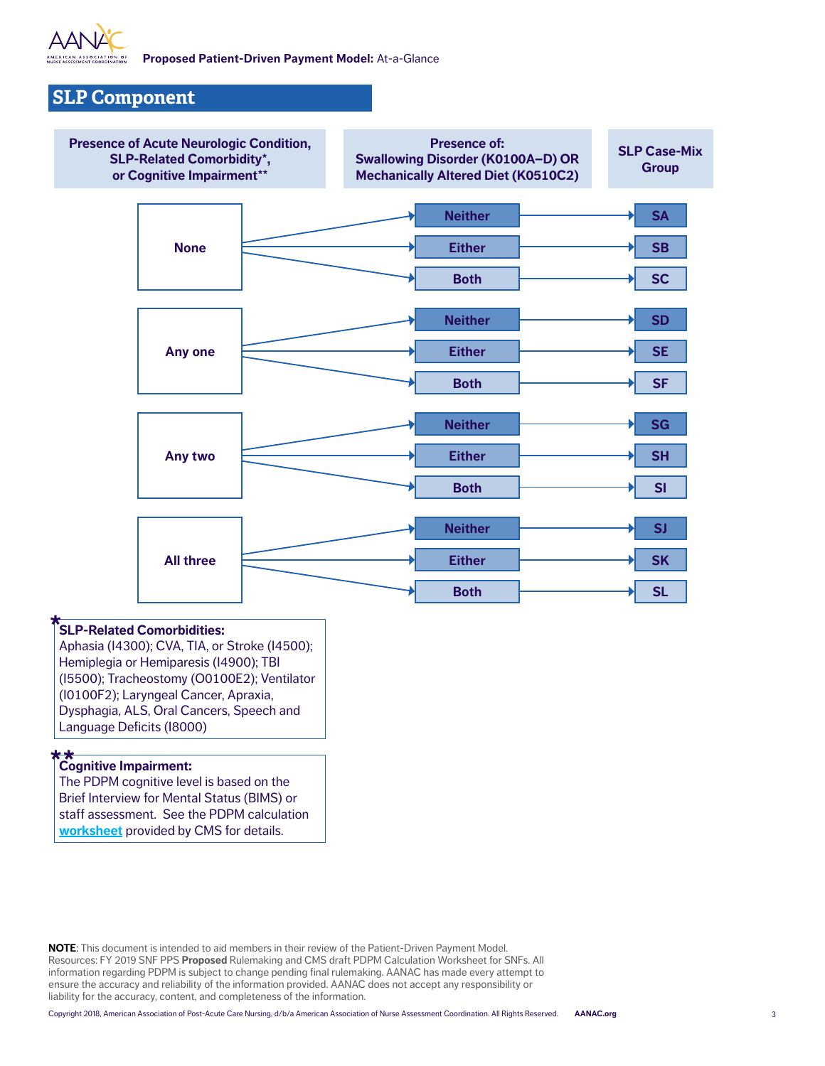## SLP Component

| Presence of Acute Neurologic Condition, SLP-Related Comorbidity*, or Cognitive Impairment** | Presence of: Swallowing Disorder (K0100A–D) OR Mechanically Altered Diet (K0510C2) | SLP Case-Mix Group |
|---|---|---|
| None | Neither | SA |
| None | Either | SB |
| None | Both | SC |
| Any one | Neither | SD |
| Any one | Either | SE |
| Any one | Both | SF |
| Any two | Neither | SG |
| Any two | Either | SH |
| Any two | Both | SI |
| All three | Neither | SJ |
| All three | Either | SK |
| All three | Both | SL |

*__SLP-Related Comorbidities:__
Aphasia (I4300); CVA, TIA, or Stroke (I4500); Hemiplegia or Hemiparesis (I4900); TBI (I5500); Tracheostomy (O0100E2); Ventilator (I0100F2); Laryngeal Cancer, Apraxia, Dysphagia, ALS, Oral Cancers, Speech and Language Deficits (I8000)

**__Cognitive Impairment:__
The PDPM cognitive level is based on the Brief Interview for Mental Status (BIMS) or staff assessment. See the PDPM calculation worksheet provided by CMS for details.

**NOTE**: This document is intended to aid members in their review of the Patient-Driven Payment Model. Resources: FY 2019 SNF PPS **Proposed** Rulemaking and CMS draft PDPM Calculation Worksheet for SNFs. All information regarding PDPM is subject to change pending final rulemaking. AANAC has made every attempt to ensure the accuracy and reliability of the information provided. AANAC does not accept any responsibility or liability for the accuracy, content, and completeness of the information.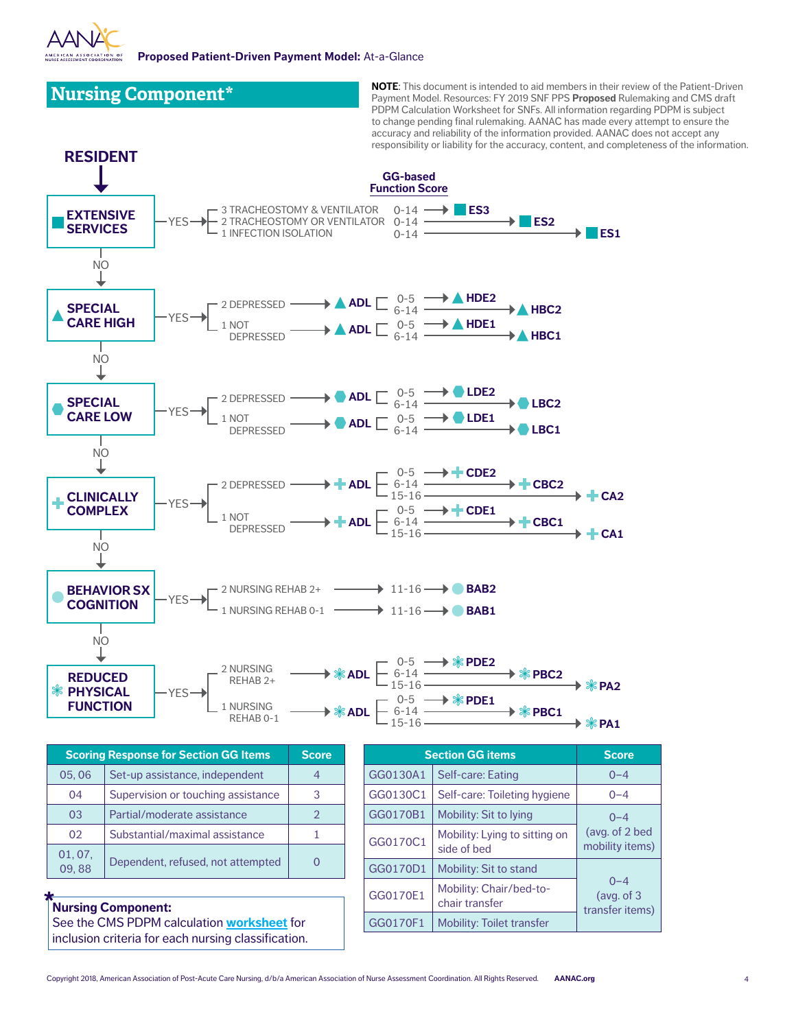**Proposed Patient-Driven Payment Model:** At-a-Glance

## Nursing Component*

**NOTE**: This document is intended to aid members in their review of the Patient-Driven Payment Model. Resources: FY 2019 SNF PPS **Proposed** Rulemaking and CMS draft PDPM Calculation Worksheet for SNFs. All information regarding PDPM is subject to change pending final rulemaking. AANAC has made every attempt to ensure the accuracy and reliability of the information provided. AANAC does not accept any responsibility or liability for the accuracy, content, and completeness of the information.

**RESIDENT**

**EXTENSIVE SERVICES** — YES →

| Condition | GG-based Function Score | Group |
|---|---|---|
| 3 TRACHEOSTOMY & VENTILATOR | 0-14 | ES3 |
| 2 TRACHEOSTOMY OR VENTILATOR | 0-14 | ES2 |
| 1 INFECTION ISOLATION | 0-14 | ES1 |

NO ↓

**SPECIAL CARE HIGH** — YES →

| Condition | | GG-based Function Score | Group |
|---|---|---|---|
| 2 DEPRESSED | ADL | 0-5 | HDE2 |
| | | 6-14 | HBC2 |
| 1 NOT DEPRESSED | ADL | 0-5 | HDE1 |
| | | 6-14 | HBC1 |

NO ↓

**SPECIAL CARE LOW** — YES →

| Condition | | GG-based Function Score | Group |
|---|---|---|---|
| 2 DEPRESSED | ADL | 0-5 | LDE2 |
| | | 6-14 | LBC2 |
| 1 NOT DEPRESSED | ADL | 0-5 | LDE1 |
| | | 6-14 | LBC1 |

NO ↓

**CLINICALLY COMPLEX** — YES →

| Condition | | GG-based Function Score | Group |
|---|---|---|---|
| 2 DEPRESSED | ADL | 0-5 | CDE2 |
| | | 6-14 | CBC2 |
| | | 15-16 | CA2 |
| 1 NOT DEPRESSED | ADL | 0-5 | CDE1 |
| | | 6-14 | CBC1 |
| | | 15-16 | CA1 |

NO ↓

**BEHAVIOR SX COGNITION** — YES →

| Condition | GG-based Function Score | Group |
|---|---|---|
| 2 NURSING REHAB 2+ | 11-16 | BAB2 |
| 1 NURSING REHAB 0-1 | 11-16 | BAB1 |

NO ↓

**REDUCED PHYSICAL FUNCTION** — YES →

| Condition | | GG-based Function Score | Group |
|---|---|---|---|
| 2 NURSING REHAB 2+ | ADL | 0-5 | PDE2 |
| | | 6-14 | PBC2 |
| | | 15-16 | PA2 |
| 1 NURSING REHAB 0-1 | ADL | 0-5 | PDE1 |
| | | 6-14 | PBC1 |
| | | 15-16 | PA1 |

| Scoring Response for Section GG Items | | Score |
|---|---|---|
| 05, 06 | Set-up assistance, independent | 4 |
| 04 | Supervision or touching assistance | 3 |
| 03 | Partial/moderate assistance | 2 |
| 02 | Substantial/maximal assistance | 1 |
| 01, 07, 09, 88 | Dependent, refused, not attempted | 0 |

| Section GG items | | Score |
|---|---|---|
| GG0130A1 | Self-care: Eating | 0–4 |
| GG0130C1 | Self-care: Toileting hygiene | 0–4 |
| GG0170B1 | Mobility: Sit to lying | 0–4 (avg. of 2 bed mobility items) |
| GG0170C1 | Mobility: Lying to sitting on side of bed | |
| GG0170D1 | Mobility: Sit to stand | 0–4 (avg. of 3 transfer items) |
| GG0170E1 | Mobility: Chair/bed-to-chair transfer | |
| GG0170F1 | Mobility: Toilet transfer | |

***Nursing Component:**
See the CMS PDPM calculation **worksheet** for inclusion criteria for each nursing classification.

Copyright 2018, American Association of Post-Acute Care Nursing, d/b/a American Association of Nurse Assessment Coordination. All Rights Reserved. **AANAC.org**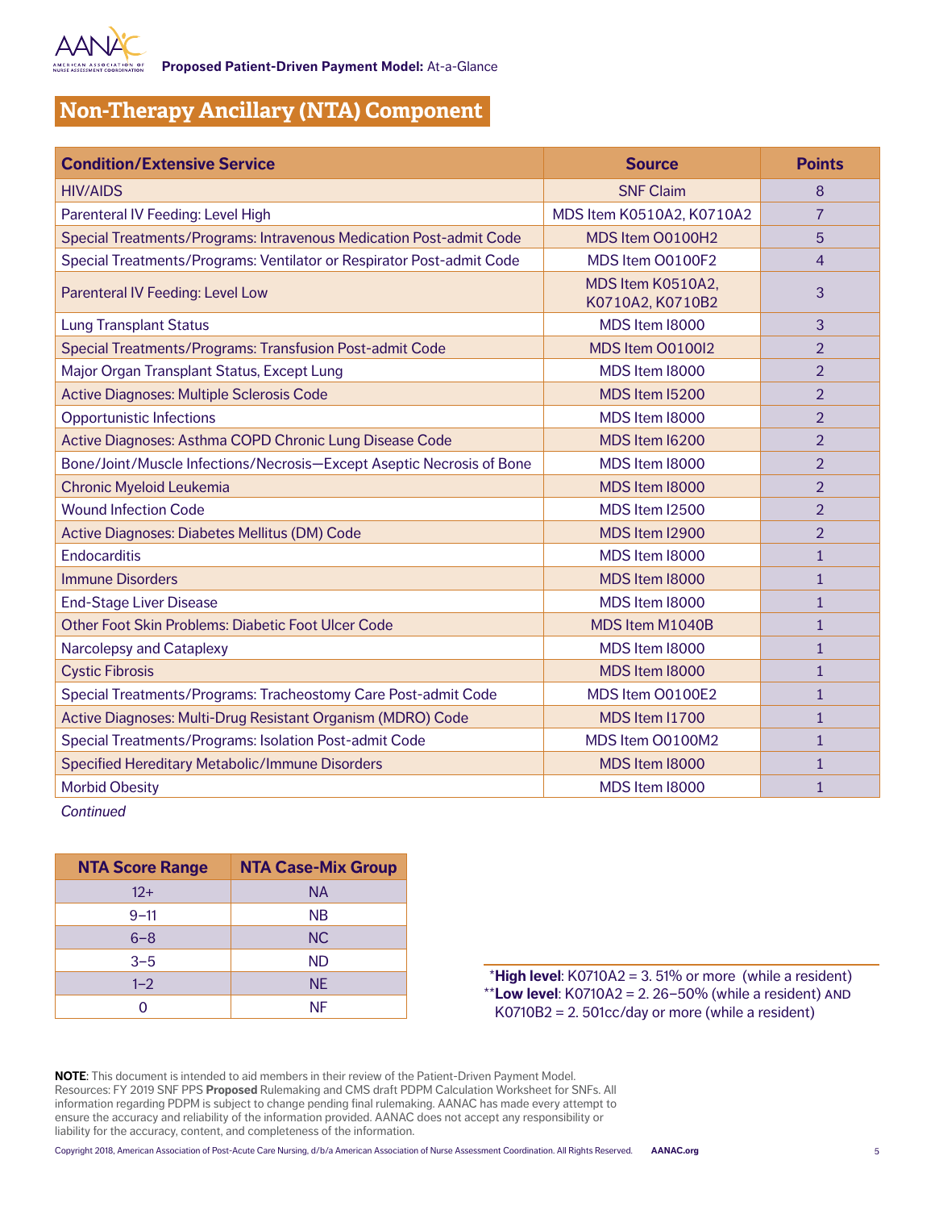## Non-Therapy Ancillary (NTA) Component

| Condition/Extensive Service | Source | Points |
|---|---|---|
| HIV/AIDS | SNF Claim | 8 |
| Parenteral IV Feeding: Level High | MDS Item K0510A2, K0710A2 | 7 |
| Special Treatments/Programs: Intravenous Medication Post-admit Code | MDS Item O0100H2 | 5 |
| Special Treatments/Programs: Ventilator or Respirator Post-admit Code | MDS Item O0100F2 | 4 |
| Parenteral IV Feeding: Level Low | MDS Item K0510A2, K0710A2, K0710B2 | 3 |
| Lung Transplant Status | MDS Item I8000 | 3 |
| Special Treatments/Programs: Transfusion Post-admit Code | MDS Item O0100I2 | 2 |
| Major Organ Transplant Status, Except Lung | MDS Item I8000 | 2 |
| Active Diagnoses: Multiple Sclerosis Code | MDS Item I5200 | 2 |
| Opportunistic Infections | MDS Item I8000 | 2 |
| Active Diagnoses: Asthma COPD Chronic Lung Disease Code | MDS Item I6200 | 2 |
| Bone/Joint/Muscle Infections/Necrosis—Except Aseptic Necrosis of Bone | MDS Item I8000 | 2 |
| Chronic Myeloid Leukemia | MDS Item I8000 | 2 |
| Wound Infection Code | MDS Item I2500 | 2 |
| Active Diagnoses: Diabetes Mellitus (DM) Code | MDS Item I2900 | 2 |
| Endocarditis | MDS Item I8000 | 1 |
| Immune Disorders | MDS Item I8000 | 1 |
| End-Stage Liver Disease | MDS Item I8000 | 1 |
| Other Foot Skin Problems: Diabetic Foot Ulcer Code | MDS Item M1040B | 1 |
| Narcolepsy and Cataplexy | MDS Item I8000 | 1 |
| Cystic Fibrosis | MDS Item I8000 | 1 |
| Special Treatments/Programs: Tracheostomy Care Post-admit Code | MDS Item O0100E2 | 1 |
| Active Diagnoses: Multi-Drug Resistant Organism (MDRO) Code | MDS Item I1700 | 1 |
| Special Treatments/Programs: Isolation Post-admit Code | MDS Item O0100M2 | 1 |
| Specified Hereditary Metabolic/Immune Disorders | MDS Item I8000 | 1 |
| Morbid Obesity | MDS Item I8000 | 1 |

*Continued*

| NTA Score Range | NTA Case-Mix Group |
|---|---|
| 12+ | NA |
| 9–11 | NB |
| 6–8 | NC |
| 3–5 | ND |
| 1–2 | NE |
| 0 | NF |

*__High level__: K0710A2 = 3. 51% or more (while a resident)
**__Low level__: K0710A2 = 2. 26–50% (while a resident) AND K0710B2 = 2. 501cc/day or more (while a resident)

**NOTE**: This document is intended to aid members in their review of the Patient-Driven Payment Model. Resources: FY 2019 SNF PPS **Proposed** Rulemaking and CMS draft PDPM Calculation Worksheet for SNFs. All information regarding PDPM is subject to change pending final rulemaking. AANAC has made every attempt to ensure the accuracy and reliability of the information provided. AANAC does not accept any responsibility or liability for the accuracy, content, and completeness of the information.

Copyright 2018, American Association of Post-Acute Care Nursing, d/b/a American Association of Nurse Assessment Coordination. All Rights Reserved. **AANAC.org**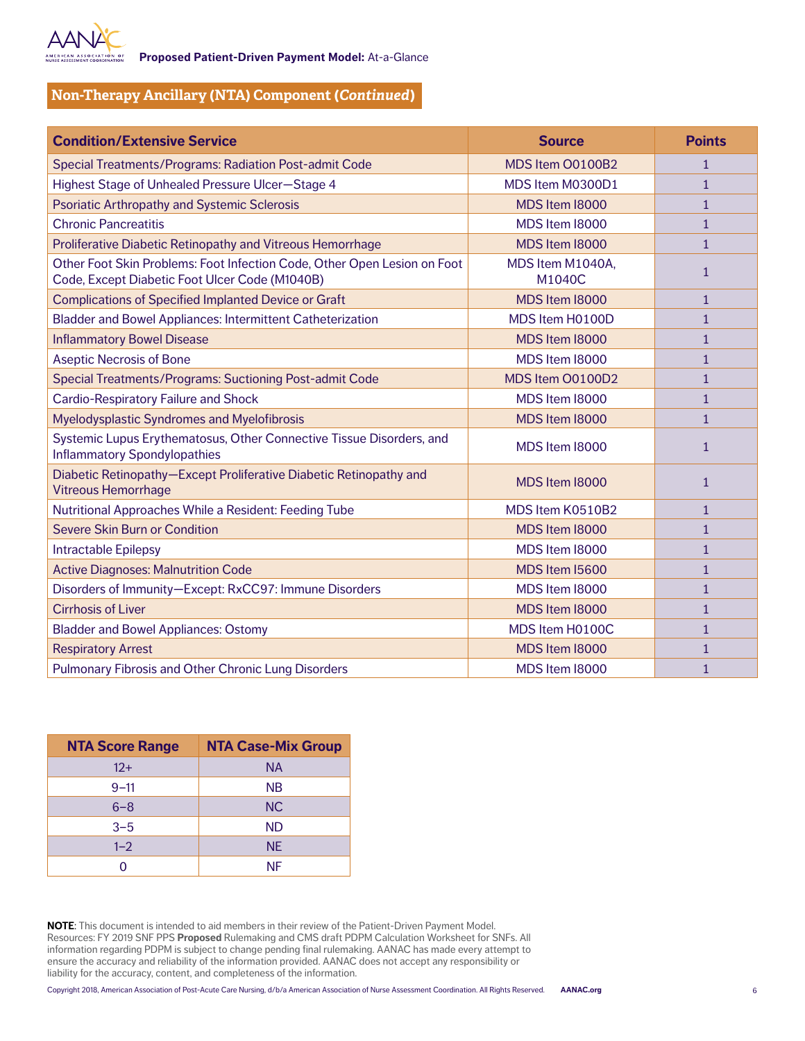## Non-Therapy Ancillary (NTA) Component (*Continued*)

| Condition/Extensive Service | Source | Points |
|---|---|---|
| Special Treatments/Programs: Radiation Post-admit Code | MDS Item O0100B2 | 1 |
| Highest Stage of Unhealed Pressure Ulcer—Stage 4 | MDS Item M0300D1 | 1 |
| Psoriatic Arthropathy and Systemic Sclerosis | MDS Item I8000 | 1 |
| Chronic Pancreatitis | MDS Item I8000 | 1 |
| Proliferative Diabetic Retinopathy and Vitreous Hemorrhage | MDS Item I8000 | 1 |
| Other Foot Skin Problems: Foot Infection Code, Other Open Lesion on Foot Code, Except Diabetic Foot Ulcer Code (M1040B) | MDS Item M1040A, M1040C | 1 |
| Complications of Specified Implanted Device or Graft | MDS Item I8000 | 1 |
| Bladder and Bowel Appliances: Intermittent Catheterization | MDS Item H0100D | 1 |
| Inflammatory Bowel Disease | MDS Item I8000 | 1 |
| Aseptic Necrosis of Bone | MDS Item I8000 | 1 |
| Special Treatments/Programs: Suctioning Post-admit Code | MDS Item O0100D2 | 1 |
| Cardio-Respiratory Failure and Shock | MDS Item I8000 | 1 |
| Myelodysplastic Syndromes and Myelofibrosis | MDS Item I8000 | 1 |
| Systemic Lupus Erythematosus, Other Connective Tissue Disorders, and Inflammatory Spondylopathies | MDS Item I8000 | 1 |
| Diabetic Retinopathy—Except Proliferative Diabetic Retinopathy and Vitreous Hemorrhage | MDS Item I8000 | 1 |
| Nutritional Approaches While a Resident: Feeding Tube | MDS Item K0510B2 | 1 |
| Severe Skin Burn or Condition | MDS Item I8000 | 1 |
| Intractable Epilepsy | MDS Item I8000 | 1 |
| Active Diagnoses: Malnutrition Code | MDS Item I5600 | 1 |
| Disorders of Immunity—Except: RxCC97: Immune Disorders | MDS Item I8000 | 1 |
| Cirrhosis of Liver | MDS Item I8000 | 1 |
| Bladder and Bowel Appliances: Ostomy | MDS Item H0100C | 1 |
| Respiratory Arrest | MDS Item I8000 | 1 |
| Pulmonary Fibrosis and Other Chronic Lung Disorders | MDS Item I8000 | 1 |

| NTA Score Range | NTA Case-Mix Group |
|---|---|
| 12+ | NA |
| 9–11 | NB |
| 6–8 | NC |
| 3–5 | ND |
| 1–2 | NE |
| 0 | NF |

**NOTE**: This document is intended to aid members in their review of the Patient-Driven Payment Model. Resources: FY 2019 SNF PPS **Proposed** Rulemaking and CMS draft PDPM Calculation Worksheet for SNFs. All information regarding PDPM is subject to change pending final rulemaking. AANAC has made every attempt to ensure the accuracy and reliability of the information provided. AANAC does not accept any responsibility or liability for the accuracy, content, and completeness of the information.